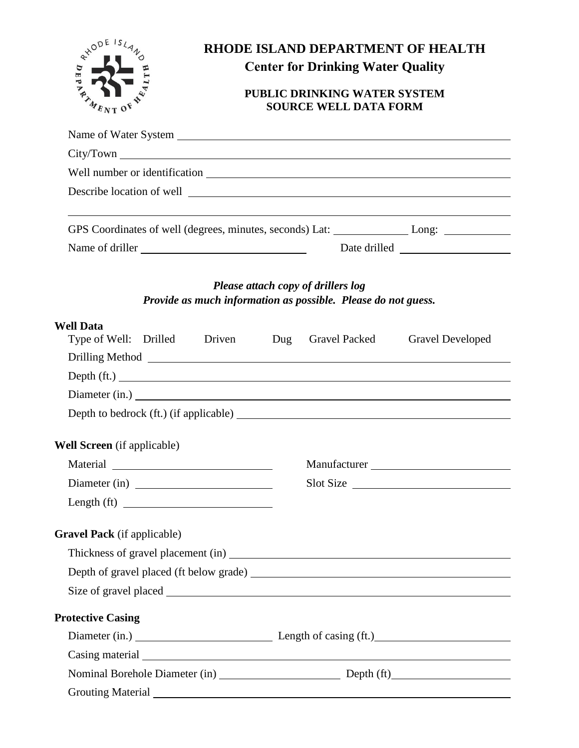# RHODE ISLAND DEPARTMENT OF HEALTH

## Center for Drinking Water Quality

### PUBLIC DRINKING WATER SYSTEM SOURCE WELL DATA FORM

Name of Water System ______________________________

City/Town ______________________________

Well number or identification ______________________________

Describe location of well ______________________________

______________________________

GPS Coordinates of well (degrees, minutes, seconds) Lat: __________ Long: __________

Name of driller ______________________ Date drilled ______________

***Please attach copy of drillers log***
***Provide as much information as possible. Please do not guess.***

**Well Data**

Type of Well: Drilled Driven Dug Gravel Packed Gravel Developed

Drilling Method ______________________________

Depth (ft.) ______________________________

Diameter (in.) ______________________________

Depth to bedrock (ft.) (if applicable) ______________________________

**Well Screen** (if applicable)

Material ______________________ Manufacturer ______________________

Diameter (in) ______________________ Slot Size ______________________

Length (ft) ______________________

**Gravel Pack** (if applicable)

Thickness of gravel placement (in) ______________________________

Depth of gravel placed (ft below grade) ______________________________

Size of gravel placed ______________________________

**Protective Casing**

Diameter (in.) ______________________ Length of casing (ft.) ______________________

Casing material ______________________________

Nominal Borehole Diameter (in) ______________________ Depth (ft) ______________________

Grouting Material ______________________________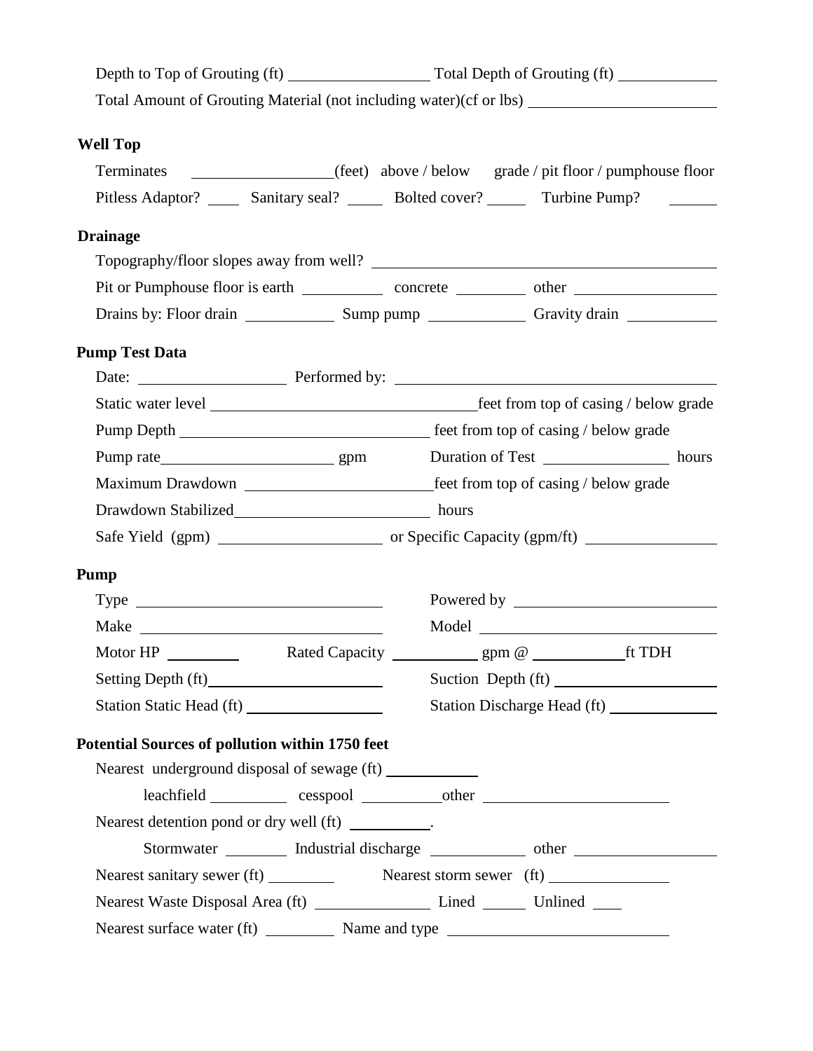Depth to Top of Grouting (ft) __________ Total Depth of Grouting (ft) __________

Total Amount of Grouting Material (not including water)(cf or lbs) __________

**Well Top**

Terminates __________(feet) above / below grade / pit floor / pumphouse floor

Pitless Adaptor? ____ Sanitary seal? ____ Bolted cover? ____ Turbine Pump? ____

**Drainage**

Topography/floor slopes away from well? __________

Pit or Pumphouse floor is earth __________ concrete __________ other __________

Drains by: Floor drain __________ Sump pump __________ Gravity drain __________

**Pump Test Data**

Date: __________ Performed by: __________

Static water level __________feet from top of casing / below grade

Pump Depth __________ feet from top of casing / below grade

Pump rate__________ gpm Duration of Test __________ hours

Maximum Drawdown __________feet from top of casing / below grade

Drawdown Stabilized__________ hours

Safe Yield (gpm) __________ or Specific Capacity (gpm/ft) __________

**Pump**

Type __________ Powered by __________

Make __________ Model __________

Motor HP __________ Rated Capacity __________ gpm @ __________ft TDH

Setting Depth (ft)__________ Suction Depth (ft) __________

Station Static Head (ft) __________ Station Discharge Head (ft) __________

**Potential Sources of pollution within 1750 feet**

Nearest underground disposal of sewage (ft) __________

leachfield __________ cesspool __________other __________

Nearest detention pond or dry well (ft) __________.

Stormwater __________ Industrial discharge __________ other __________

Nearest sanitary sewer (ft) __________ Nearest storm sewer (ft) __________

Nearest Waste Disposal Area (ft) __________ Lined ____ Unlined ____

Nearest surface water (ft) __________ Name and type __________